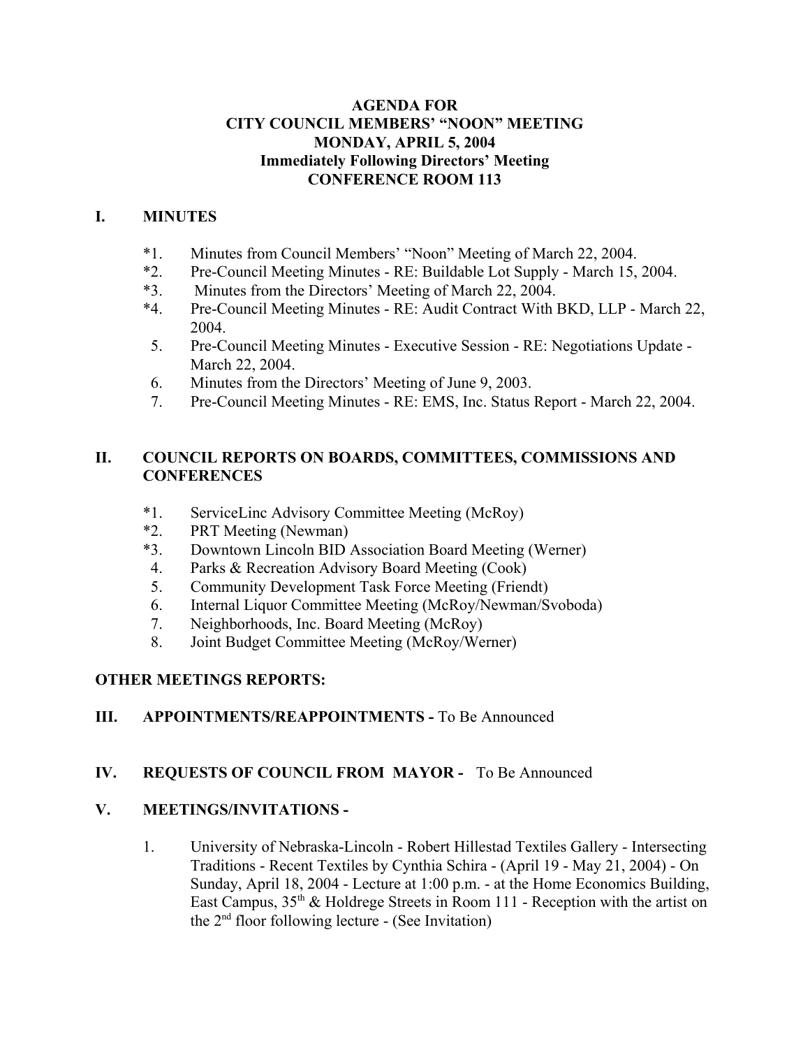**AGENDA FOR**
**CITY COUNCIL MEMBERS' "NOON" MEETING**
**MONDAY, APRIL 5, 2004**
**Immediately Following Directors' Meeting**
**CONFERENCE ROOM 113**

## I. MINUTES

*1. Minutes from Council Members' "Noon" Meeting of March 22, 2004.
*2. Pre-Council Meeting Minutes - RE: Buildable Lot Supply - March 15, 2004.
*3. Minutes from the Directors' Meeting of March 22, 2004.
*4. Pre-Council Meeting Minutes - RE: Audit Contract With BKD, LLP - March 22, 2004.
5. Pre-Council Meeting Minutes - Executive Session - RE: Negotiations Update - March 22, 2004.
6. Minutes from the Directors' Meeting of June 9, 2003.
7. Pre-Council Meeting Minutes - RE: EMS, Inc. Status Report - March 22, 2004.

## II. COUNCIL REPORTS ON BOARDS, COMMITTEES, COMMISSIONS AND CONFERENCES

*1. ServiceLinc Advisory Committee Meeting (McRoy)
*2. PRT Meeting (Newman)
*3. Downtown Lincoln BID Association Board Meeting (Werner)
4. Parks & Recreation Advisory Board Meeting (Cook)
5. Community Development Task Force Meeting (Friendt)
6. Internal Liquor Committee Meeting (McRoy/Newman/Svoboda)
7. Neighborhoods, Inc. Board Meeting (McRoy)
8. Joint Budget Committee Meeting (McRoy/Werner)

**OTHER MEETINGS REPORTS:**

## III. APPOINTMENTS/REAPPOINTMENTS - To Be Announced

## IV. REQUESTS OF COUNCIL FROM MAYOR - To Be Announced

## V. MEETINGS/INVITATIONS -

1. University of Nebraska-Lincoln - Robert Hillestad Textiles Gallery - Intersecting Traditions - Recent Textiles by Cynthia Schira - (April 19 - May 21, 2004) - On Sunday, April 18, 2004 - Lecture at 1:00 p.m. - at the Home Economics Building, East Campus, 35th & Holdrege Streets in Room 111 - Reception with the artist on the 2nd floor following lecture - (See Invitation)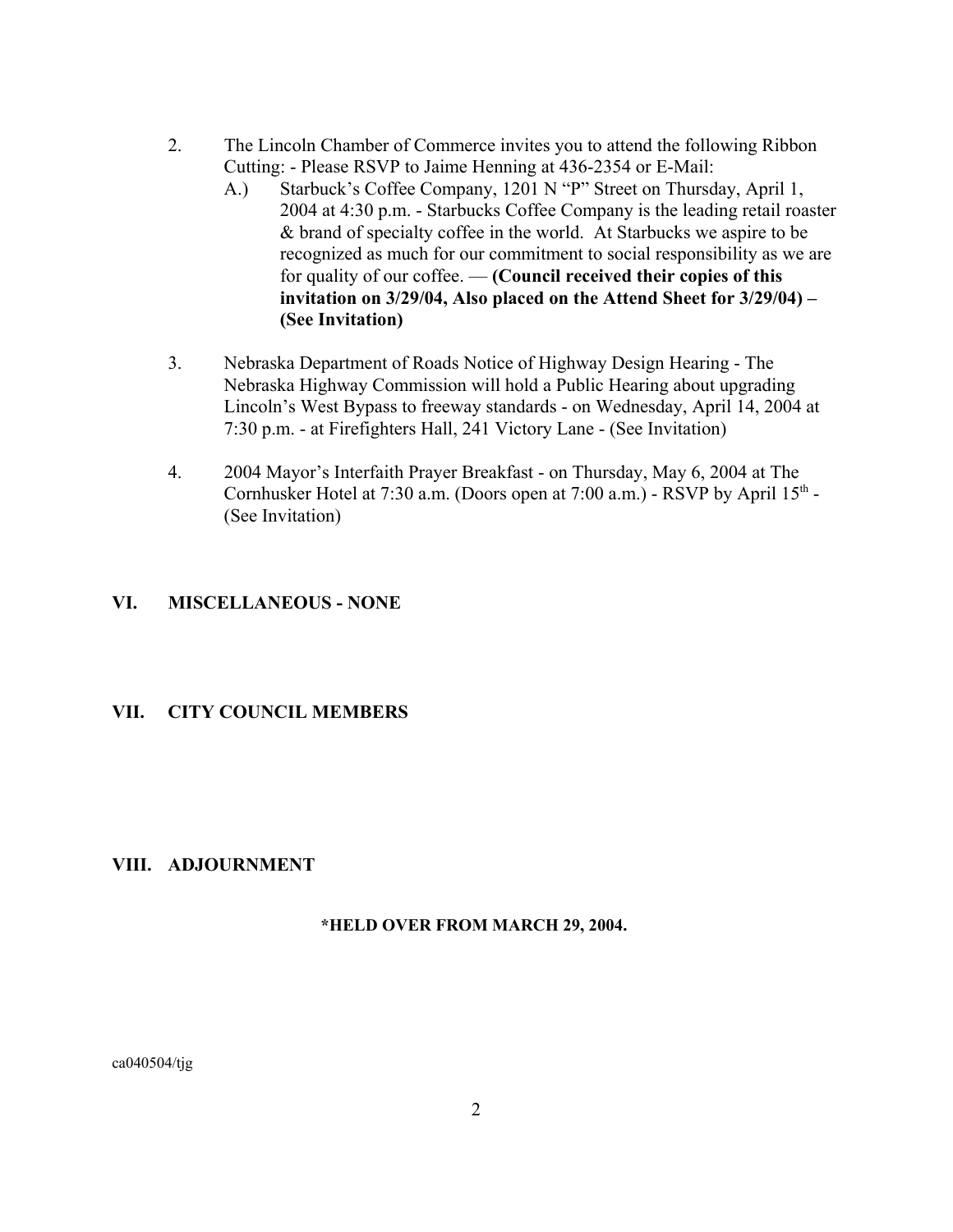2. The Lincoln Chamber of Commerce invites you to attend the following Ribbon Cutting: - Please RSVP to Jaime Henning at 436-2354 or E-Mail:
   A.) Starbuck's Coffee Company, 1201 N "P" Street on Thursday, April 1, 2004 at 4:30 p.m. - Starbucks Coffee Company is the leading retail roaster & brand of specialty coffee in the world. At Starbucks we aspire to be recognized as much for our commitment to social responsibility as we are for quality of our coffee. — **(Council received their copies of this invitation on 3/29/04, Also placed on the Attend Sheet for 3/29/04) – (See Invitation)**

3. Nebraska Department of Roads Notice of Highway Design Hearing - The Nebraska Highway Commission will hold a Public Hearing about upgrading Lincoln's West Bypass to freeway standards - on Wednesday, April 14, 2004 at 7:30 p.m. - at Firefighters Hall, 241 Victory Lane - (See Invitation)

4. 2004 Mayor's Interfaith Prayer Breakfast - on Thursday, May 6, 2004 at The Cornhusker Hotel at 7:30 a.m. (Doors open at 7:00 a.m.) - RSVP by April 15th - (See Invitation)

## VI. MISCELLANEOUS - NONE

## VII. CITY COUNCIL MEMBERS

## VIII. ADJOURNMENT

**\*HELD OVER FROM MARCH 29, 2004.**

ca040504/tjg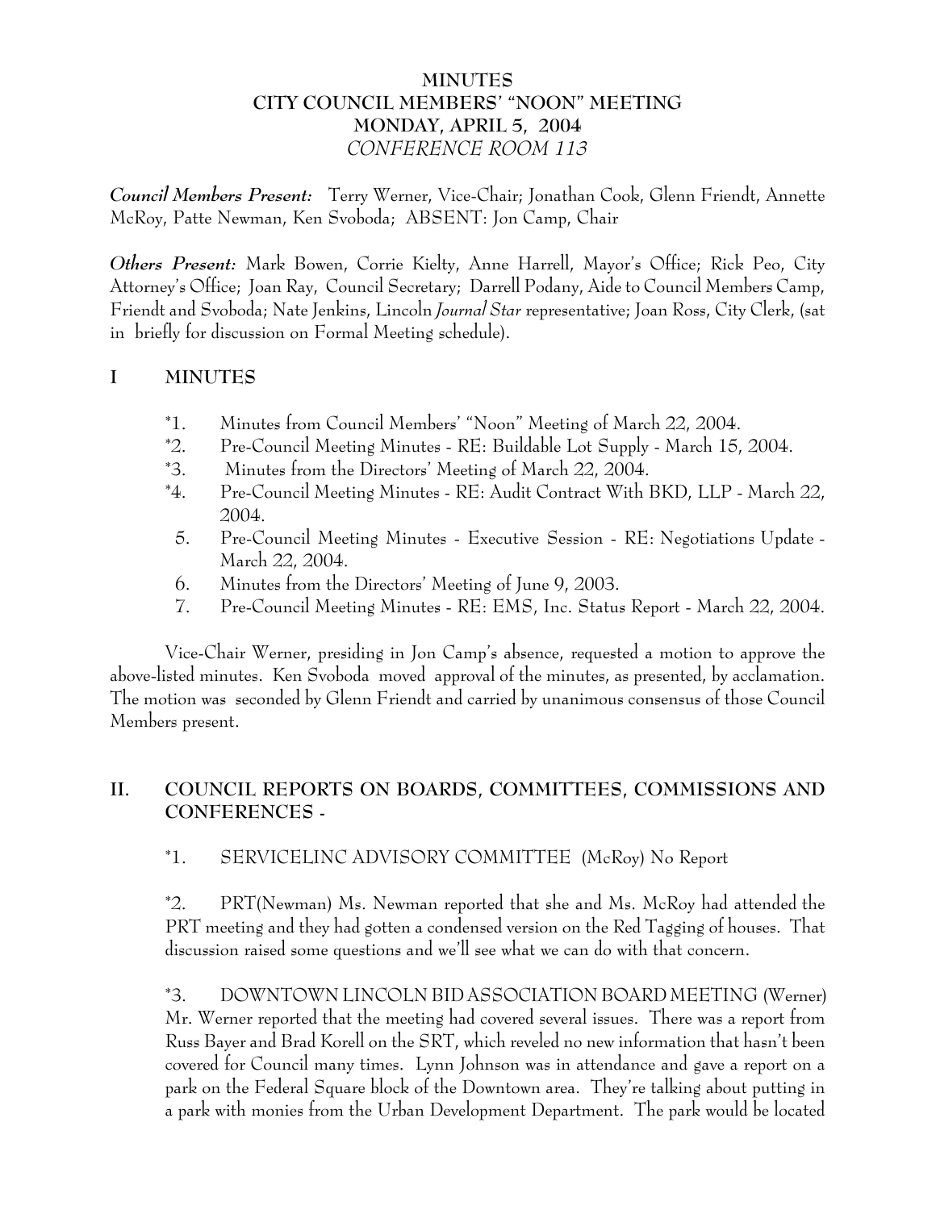# MINUTES
# CITY COUNCIL MEMBERS' "NOON" MEETING
# MONDAY, APRIL 5, 2004
## *CONFERENCE ROOM 113*

***Council Members Present:*** Terry Werner, Vice-Chair; Jonathan Cook, Glenn Friendt, Annette McRoy, Patte Newman, Ken Svoboda; ABSENT: Jon Camp, Chair

***Others Present:*** Mark Bowen, Corrie Kielty, Anne Harrell, Mayor's Office; Rick Peo, City Attorney's Office; Joan Ray, Council Secretary; Darrell Podany, Aide to Council Members Camp, Friendt and Svoboda; Nate Jenkins, Lincoln *Journal Star* representative; Joan Ross, City Clerk, (sat in briefly for discussion on Formal Meeting schedule).

## I MINUTES

*1. Minutes from Council Members' "Noon" Meeting of March 22, 2004.
*2. Pre-Council Meeting Minutes - RE: Buildable Lot Supply - March 15, 2004.
*3. Minutes from the Directors' Meeting of March 22, 2004.
*4. Pre-Council Meeting Minutes - RE: Audit Contract With BKD, LLP - March 22, 2004.
5. Pre-Council Meeting Minutes - Executive Session - RE: Negotiations Update - March 22, 2004.
6. Minutes from the Directors' Meeting of June 9, 2003.
7. Pre-Council Meeting Minutes - RE: EMS, Inc. Status Report - March 22, 2004.

Vice-Chair Werner, presiding in Jon Camp's absence, requested a motion to approve the above-listed minutes. Ken Svoboda moved approval of the minutes, as presented, by acclamation. The motion was seconded by Glenn Friendt and carried by unanimous consensus of those Council Members present.

## II. COUNCIL REPORTS ON BOARDS, COMMITTEES, COMMISSIONS AND CONFERENCES -

*1. SERVICELINC ADVISORY COMMITTEE (McRoy) No Report

*2. PRT(Newman) Ms. Newman reported that she and Ms. McRoy had attended the PRT meeting and they had gotten a condensed version on the Red Tagging of houses. That discussion raised some questions and we'll see what we can do with that concern.

*3. DOWNTOWN LINCOLN BID ASSOCIATION BOARD MEETING (Werner) Mr. Werner reported that the meeting had covered several issues. There was a report from Russ Bayer and Brad Korell on the SRT, which reveled no new information that hasn't been covered for Council many times. Lynn Johnson was in attendance and gave a report on a park on the Federal Square block of the Downtown area. They're talking about putting in a park with monies from the Urban Development Department. The park would be located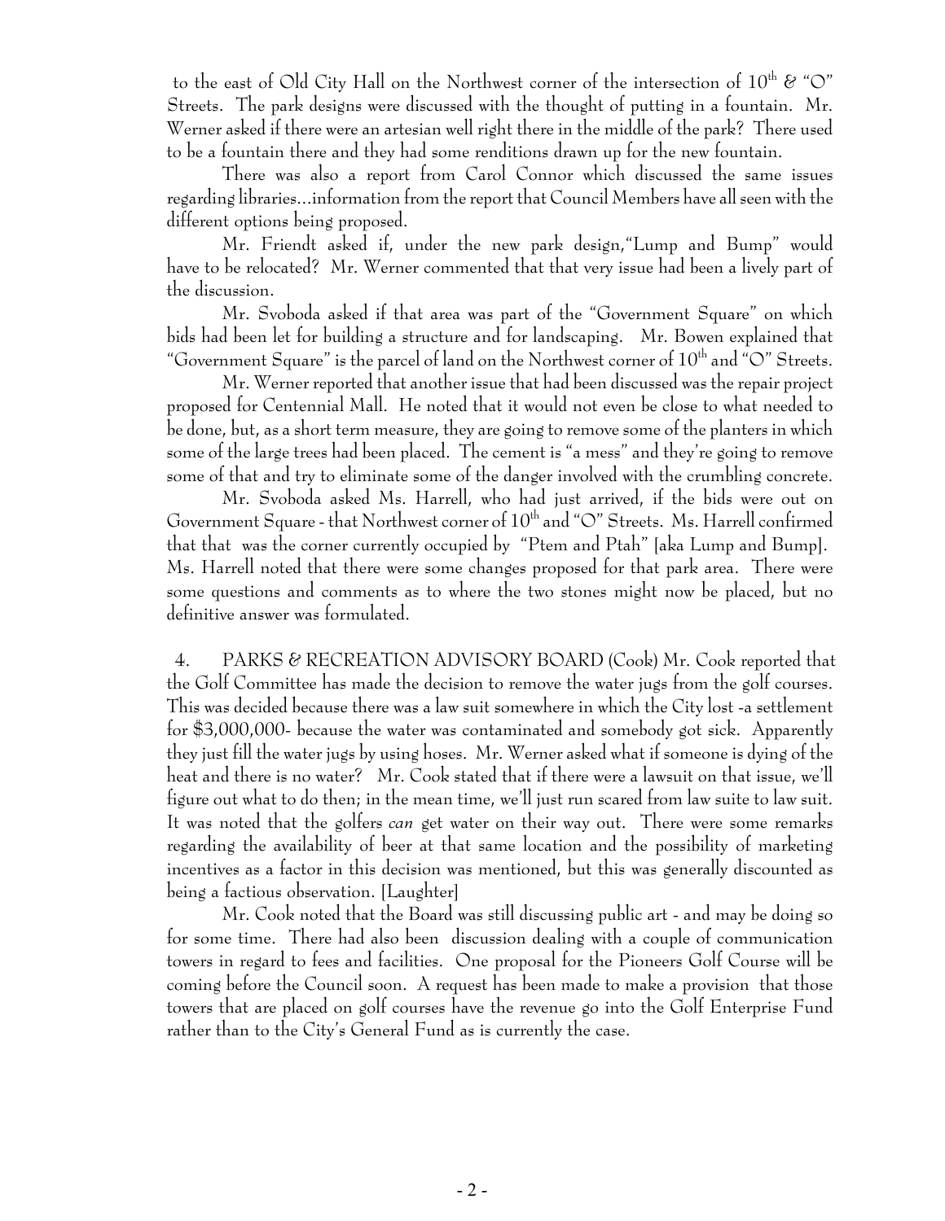to the east of Old City Hall on the Northwest corner of the intersection of 10th & "O" Streets. The park designs were discussed with the thought of putting in a fountain. Mr. Werner asked if there were an artesian well right there in the middle of the park? There used to be a fountain there and they had some renditions drawn up for the new fountain.

There was also a report from Carol Connor which discussed the same issues regarding libraries...information from the report that Council Members have all seen with the different options being proposed.

Mr. Friendt asked if, under the new park design,"Lump and Bump" would have to be relocated? Mr. Werner commented that that very issue had been a lively part of the discussion.

Mr. Svoboda asked if that area was part of the "Government Square" on which bids had been let for building a structure and for landscaping. Mr. Bowen explained that "Government Square" is the parcel of land on the Northwest corner of 10th and "O" Streets.

Mr. Werner reported that another issue that had been discussed was the repair project proposed for Centennial Mall. He noted that it would not even be close to what needed to be done, but, as a short term measure, they are going to remove some of the planters in which some of the large trees had been placed. The cement is "a mess" and they're going to remove some of that and try to eliminate some of the danger involved with the crumbling concrete.

Mr. Svoboda asked Ms. Harrell, who had just arrived, if the bids were out on Government Square - that Northwest corner of 10th and "O" Streets. Ms. Harrell confirmed that that was the corner currently occupied by "Ptem and Ptah" [aka Lump and Bump]. Ms. Harrell noted that there were some changes proposed for that park area. There were some questions and comments as to where the two stones might now be placed, but no definitive answer was formulated.

4. PARKS & RECREATION ADVISORY BOARD (Cook) Mr. Cook reported that the Golf Committee has made the decision to remove the water jugs from the golf courses. This was decided because there was a law suit somewhere in which the City lost -a settlement for $3,000,000- because the water was contaminated and somebody got sick. Apparently they just fill the water jugs by using hoses. Mr. Werner asked what if someone is dying of the heat and there is no water? Mr. Cook stated that if there were a lawsuit on that issue, we'll figure out what to do then; in the mean time, we'll just run scared from law suite to law suit. It was noted that the golfers *can* get water on their way out. There were some remarks regarding the availability of beer at that same location and the possibility of marketing incentives as a factor in this decision was mentioned, but this was generally discounted as being a factious observation. [Laughter]

Mr. Cook noted that the Board was still discussing public art - and may be doing so for some time. There had also been discussion dealing with a couple of communication towers in regard to fees and facilities. One proposal for the Pioneers Golf Course will be coming before the Council soon. A request has been made to make a provision that those towers that are placed on golf courses have the revenue go into the Golf Enterprise Fund rather than to the City's General Fund as is currently the case.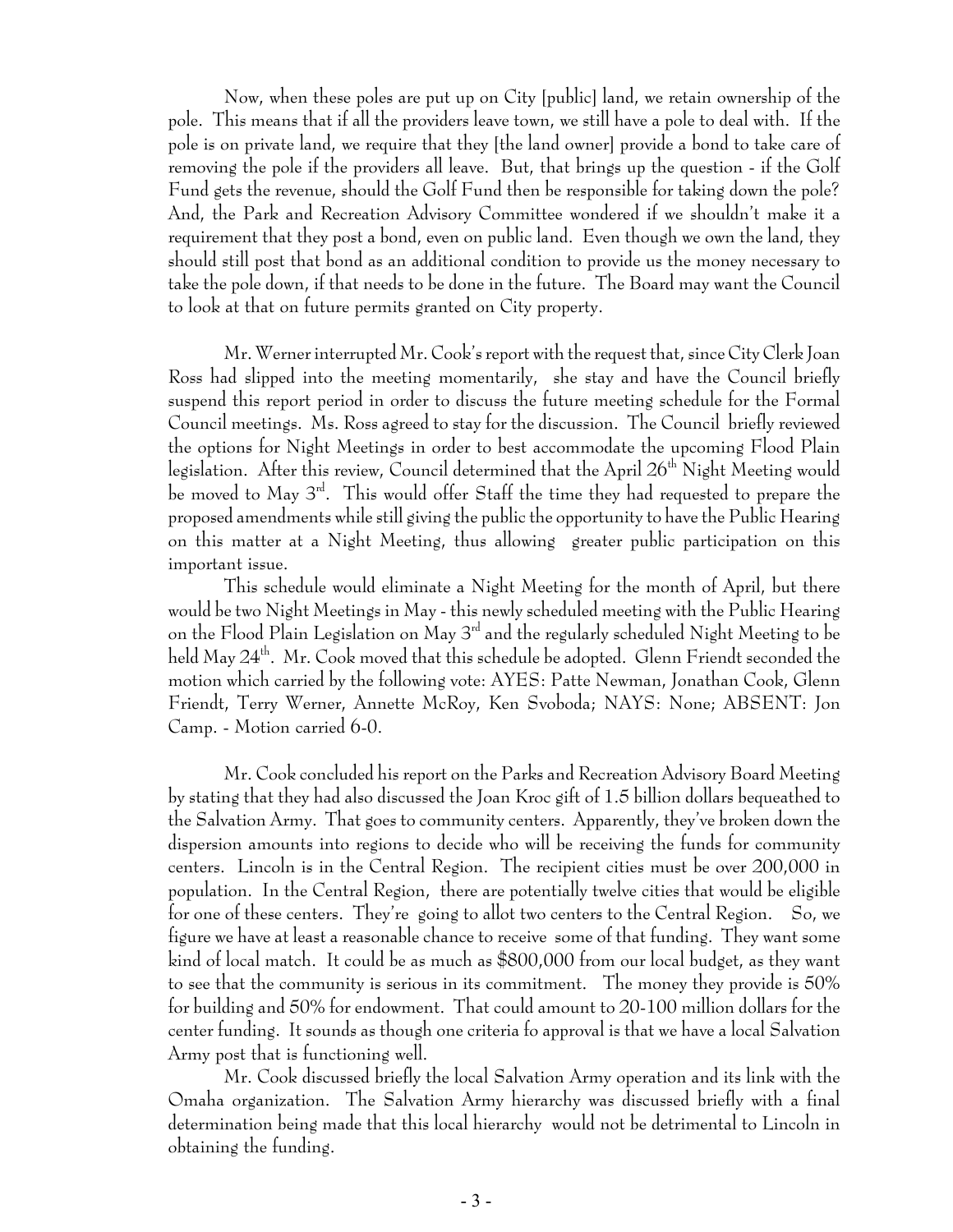Now, when these poles are put up on City [public] land, we retain ownership of the pole. This means that if all the providers leave town, we still have a pole to deal with. If the pole is on private land, we require that they [the land owner] provide a bond to take care of removing the pole if the providers all leave. But, that brings up the question - if the Golf Fund gets the revenue, should the Golf Fund then be responsible for taking down the pole? And, the Park and Recreation Advisory Committee wondered if we shouldn't make it a requirement that they post a bond, even on public land. Even though we own the land, they should still post that bond as an additional condition to provide us the money necessary to take the pole down, if that needs to be done in the future. The Board may want the Council to look at that on future permits granted on City property.

Mr. Werner interrupted Mr. Cook's report with the request that, since City Clerk Joan Ross had slipped into the meeting momentarily, she stay and have the Council briefly suspend this report period in order to discuss the future meeting schedule for the Formal Council meetings. Ms. Ross agreed to stay for the discussion. The Council briefly reviewed the options for Night Meetings in order to best accommodate the upcoming Flood Plain legislation. After this review, Council determined that the April 26th Night Meeting would be moved to May 3rd. This would offer Staff the time they had requested to prepare the proposed amendments while still giving the public the opportunity to have the Public Hearing on this matter at a Night Meeting, thus allowing greater public participation on this important issue.

This schedule would eliminate a Night Meeting for the month of April, but there would be two Night Meetings in May - this newly scheduled meeting with the Public Hearing on the Flood Plain Legislation on May 3rd and the regularly scheduled Night Meeting to be held May 24th. Mr. Cook moved that this schedule be adopted. Glenn Friendt seconded the motion which carried by the following vote: AYES: Patte Newman, Jonathan Cook, Glenn Friendt, Terry Werner, Annette McRoy, Ken Svoboda; NAYS: None; ABSENT: Jon Camp. - Motion carried 6-0.

Mr. Cook concluded his report on the Parks and Recreation Advisory Board Meeting by stating that they had also discussed the Joan Kroc gift of 1.5 billion dollars bequeathed to the Salvation Army. That goes to community centers. Apparently, they've broken down the dispersion amounts into regions to decide who will be receiving the funds for community centers. Lincoln is in the Central Region. The recipient cities must be over 200,000 in population. In the Central Region, there are potentially twelve cities that would be eligible for one of these centers. They're going to allot two centers to the Central Region. So, we figure we have at least a reasonable chance to receive some of that funding. They want some kind of local match. It could be as much as $800,000 from our local budget, as they want to see that the community is serious in its commitment. The money they provide is 50% for building and 50% for endowment. That could amount to 20-100 million dollars for the center funding. It sounds as though one criteria fo approval is that we have a local Salvation Army post that is functioning well.

Mr. Cook discussed briefly the local Salvation Army operation and its link with the Omaha organization. The Salvation Army hierarchy was discussed briefly with a final determination being made that this local hierarchy would not be detrimental to Lincoln in obtaining the funding.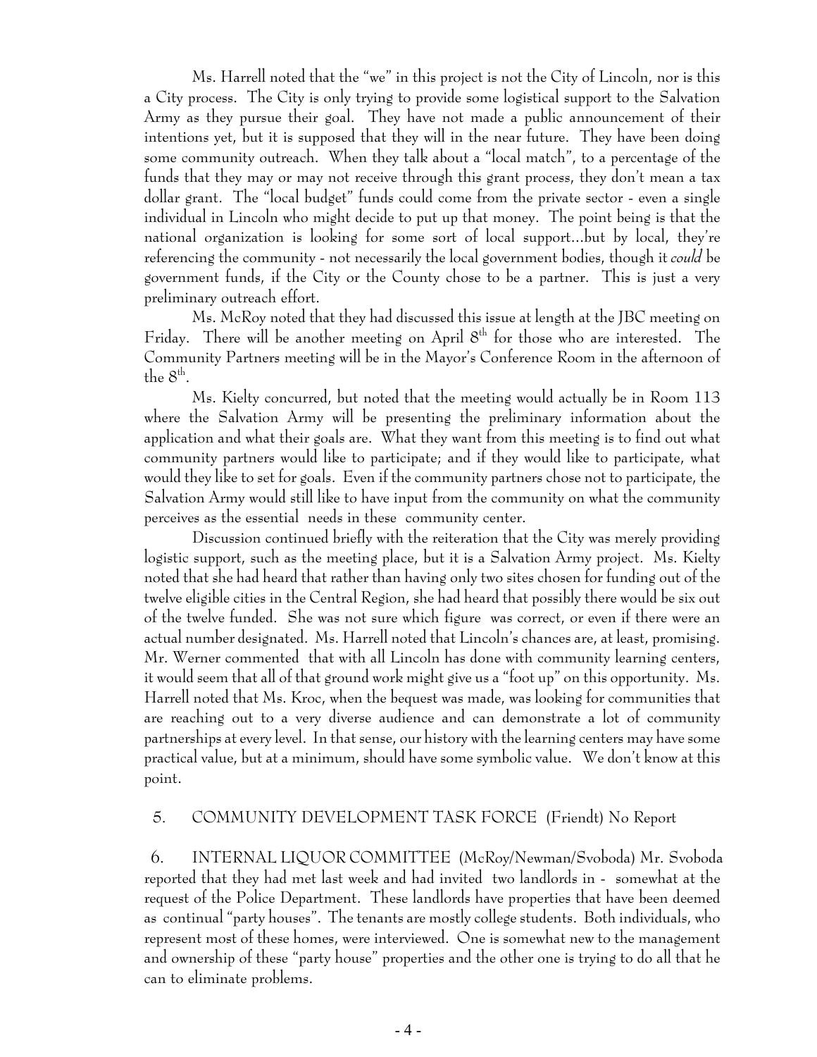Ms. Harrell noted that the "we" in this project is not the City of Lincoln, nor is this a City process. The City is only trying to provide some logistical support to the Salvation Army as they pursue their goal. They have not made a public announcement of their intentions yet, but it is supposed that they will in the near future. They have been doing some community outreach. When they talk about a "local match", to a percentage of the funds that they may or may not receive through this grant process, they don't mean a tax dollar grant. The "local budget" funds could come from the private sector - even a single individual in Lincoln who might decide to put up that money. The point being is that the national organization is looking for some sort of local support...but by local, they're referencing the community - not necessarily the local government bodies, though it *could* be government funds, if the City or the County chose to be a partner. This is just a very preliminary outreach effort.

Ms. McRoy noted that they had discussed this issue at length at the JBC meeting on Friday. There will be another meeting on April 8th for those who are interested. The Community Partners meeting will be in the Mayor's Conference Room in the afternoon of the 8th.

Ms. Kielty concurred, but noted that the meeting would actually be in Room 113 where the Salvation Army will be presenting the preliminary information about the application and what their goals are. What they want from this meeting is to find out what community partners would like to participate; and if they would like to participate, what would they like to set for goals. Even if the community partners chose not to participate, the Salvation Army would still like to have input from the community on what the community perceives as the essential needs in these community center.

Discussion continued briefly with the reiteration that the City was merely providing logistic support, such as the meeting place, but it is a Salvation Army project. Ms. Kielty noted that she had heard that rather than having only two sites chosen for funding out of the twelve eligible cities in the Central Region, she had heard that possibly there would be six out of the twelve funded. She was not sure which figure was correct, or even if there were an actual number designated. Ms. Harrell noted that Lincoln's chances are, at least, promising. Mr. Werner commented that with all Lincoln has done with community learning centers, it would seem that all of that ground work might give us a "foot up" on this opportunity. Ms. Harrell noted that Ms. Kroc, when the bequest was made, was looking for communities that are reaching out to a very diverse audience and can demonstrate a lot of community partnerships at every level. In that sense, our history with the learning centers may have some practical value, but at a minimum, should have some symbolic value. We don't know at this point.

5. COMMUNITY DEVELOPMENT TASK FORCE (Friendt) No Report

6. INTERNAL LIQUOR COMMITTEE (McRoy/Newman/Svoboda) Mr. Svoboda reported that they had met last week and had invited two landlords in - somewhat at the request of the Police Department. These landlords have properties that have been deemed as continual "party houses". The tenants are mostly college students. Both individuals, who represent most of these homes, were interviewed. One is somewhat new to the management and ownership of these "party house" properties and the other one is trying to do all that he can to eliminate problems.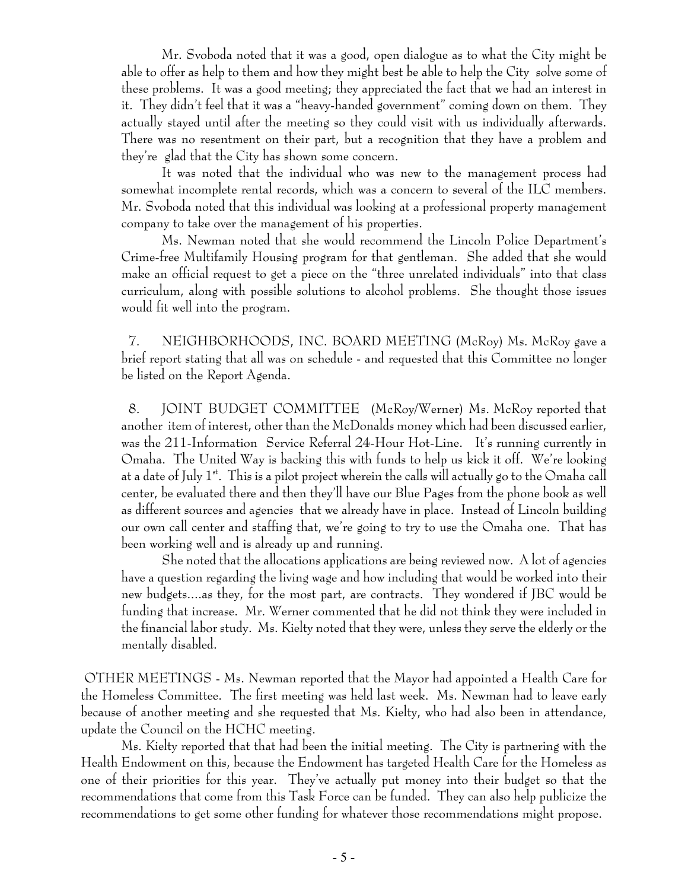Mr. Svoboda noted that it was a good, open dialogue as to what the City might be able to offer as help to them and how they might best be able to help the City solve some of these problems. It was a good meeting; they appreciated the fact that we had an interest in it. They didn't feel that it was a "heavy-handed government" coming down on them. They actually stayed until after the meeting so they could visit with us individually afterwards. There was no resentment on their part, but a recognition that they have a problem and they're glad that the City has shown some concern.

It was noted that the individual who was new to the management process had somewhat incomplete rental records, which was a concern to several of the ILC members. Mr. Svoboda noted that this individual was looking at a professional property management company to take over the management of his properties.

Ms. Newman noted that she would recommend the Lincoln Police Department's Crime-free Multifamily Housing program for that gentleman. She added that she would make an official request to get a piece on the "three unrelated individuals" into that class curriculum, along with possible solutions to alcohol problems. She thought those issues would fit well into the program.

7. NEIGHBORHOODS, INC. BOARD MEETING (McRoy) Ms. McRoy gave a brief report stating that all was on schedule - and requested that this Committee no longer be listed on the Report Agenda.

8. JOINT BUDGET COMMITTEE (McRoy/Werner) Ms. McRoy reported that another item of interest, other than the McDonalds money which had been discussed earlier, was the 211-Information Service Referral 24-Hour Hot-Line. It's running currently in Omaha. The United Way is backing this with funds to help us kick it off. We're looking at a date of July 1st. This is a pilot project wherein the calls will actually go to the Omaha call center, be evaluated there and then they'll have our Blue Pages from the phone book as well as different sources and agencies that we already have in place. Instead of Lincoln building our own call center and staffing that, we're going to try to use the Omaha one. That has been working well and is already up and running.

She noted that the allocations applications are being reviewed now. A lot of agencies have a question regarding the living wage and how including that would be worked into their new budgets....as they, for the most part, are contracts. They wondered if JBC would be funding that increase. Mr. Werner commented that he did not think they were included in the financial labor study. Ms. Kielty noted that they were, unless they serve the elderly or the mentally disabled.

OTHER MEETINGS - Ms. Newman reported that the Mayor had appointed a Health Care for the Homeless Committee. The first meeting was held last week. Ms. Newman had to leave early because of another meeting and she requested that Ms. Kielty, who had also been in attendance, update the Council on the HCHC meeting.

Ms. Kielty reported that that had been the initial meeting. The City is partnering with the Health Endowment on this, because the Endowment has targeted Health Care for the Homeless as one of their priorities for this year. They've actually put money into their budget so that the recommendations that come from this Task Force can be funded. They can also help publicize the recommendations to get some other funding for whatever those recommendations might propose.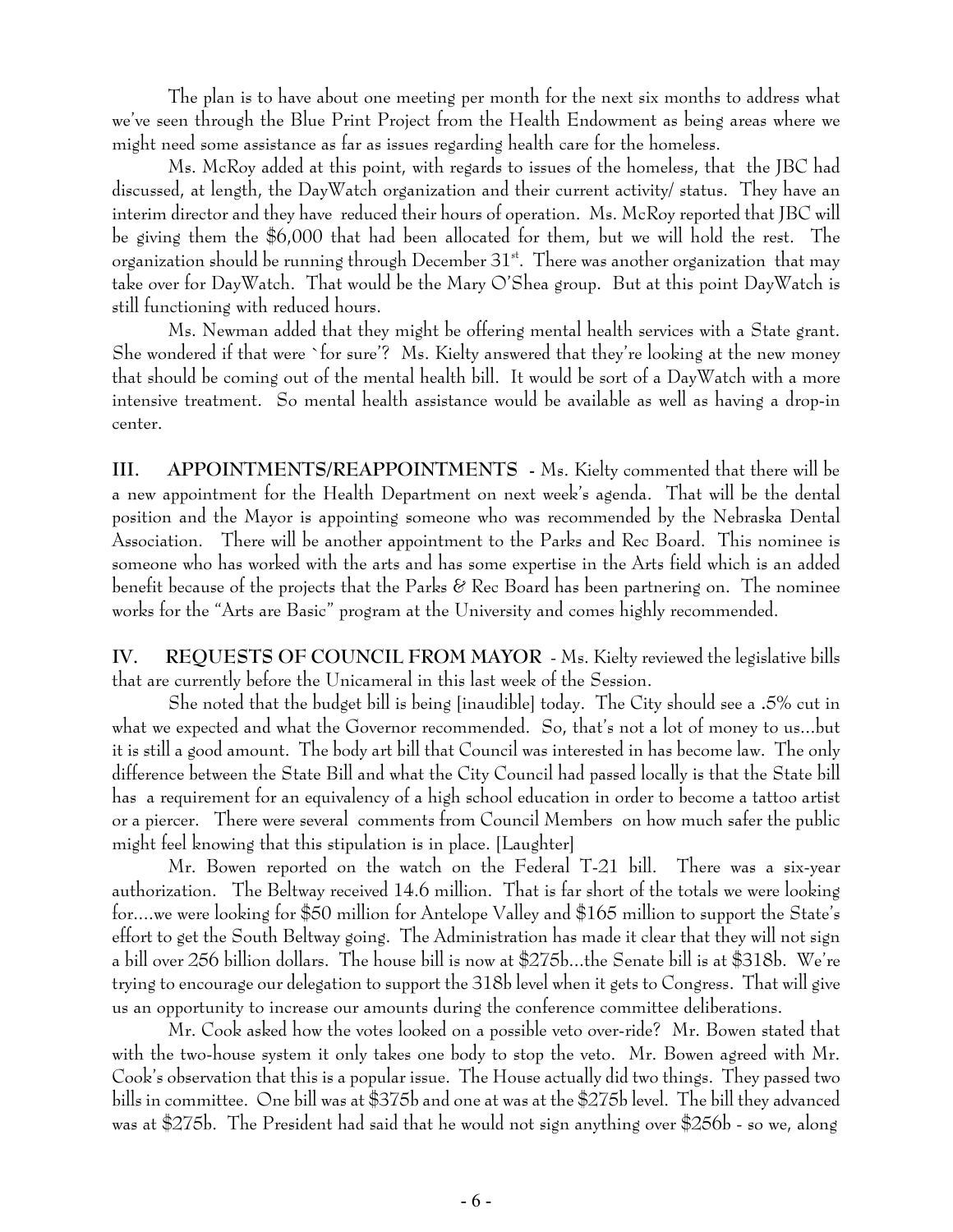The plan is to have about one meeting per month for the next six months to address what we've seen through the Blue Print Project from the Health Endowment as being areas where we might need some assistance as far as issues regarding health care for the homeless.

Ms. McRoy added at this point, with regards to issues of the homeless, that the JBC had discussed, at length, the DayWatch organization and their current activity/ status. They have an interim director and they have reduced their hours of operation. Ms. McRoy reported that JBC will be giving them the $6,000 that had been allocated for them, but we will hold the rest. The organization should be running through December 31st. There was another organization that may take over for DayWatch. That would be the Mary O'Shea group. But at this point DayWatch is still functioning with reduced hours.

Ms. Newman added that they might be offering mental health services with a State grant. She wondered if that were `for sure'? Ms. Kielty answered that they're looking at the new money that should be coming out of the mental health bill. It would be sort of a DayWatch with a more intensive treatment. So mental health assistance would be available as well as having a drop-in center.

**III. APPOINTMENTS/REAPPOINTMENTS** - Ms. Kielty commented that there will be a new appointment for the Health Department on next week's agenda. That will be the dental position and the Mayor is appointing someone who was recommended by the Nebraska Dental Association. There will be another appointment to the Parks and Rec Board. This nominee is someone who has worked with the arts and has some expertise in the Arts field which is an added benefit because of the projects that the Parks & Rec Board has been partnering on. The nominee works for the "Arts are Basic" program at the University and comes highly recommended.

**IV. REQUESTS OF COUNCIL FROM MAYOR** - Ms. Kielty reviewed the legislative bills that are currently before the Unicameral in this last week of the Session.

She noted that the budget bill is being [inaudible] today. The City should see a .5% cut in what we expected and what the Governor recommended. So, that's not a lot of money to us...but it is still a good amount. The body art bill that Council was interested in has become law. The only difference between the State Bill and what the City Council had passed locally is that the State bill has a requirement for an equivalency of a high school education in order to become a tattoo artist or a piercer. There were several comments from Council Members on how much safer the public might feel knowing that this stipulation is in place. [Laughter]

Mr. Bowen reported on the watch on the Federal T-21 bill. There was a six-year authorization. The Beltway received 14.6 million. That is far short of the totals we were looking for....we were looking for $50 million for Antelope Valley and $165 million to support the State's effort to get the South Beltway going. The Administration has made it clear that they will not sign a bill over 256 billion dollars. The house bill is now at $275b...the Senate bill is at $318b. We're trying to encourage our delegation to support the 318b level when it gets to Congress. That will give us an opportunity to increase our amounts during the conference committee deliberations.

Mr. Cook asked how the votes looked on a possible veto over-ride? Mr. Bowen stated that with the two-house system it only takes one body to stop the veto. Mr. Bowen agreed with Mr. Cook's observation that this is a popular issue. The House actually did two things. They passed two bills in committee. One bill was at $375b and one at was at the $275b level. The bill they advanced was at $275b. The President had said that he would not sign anything over $256b - so we, along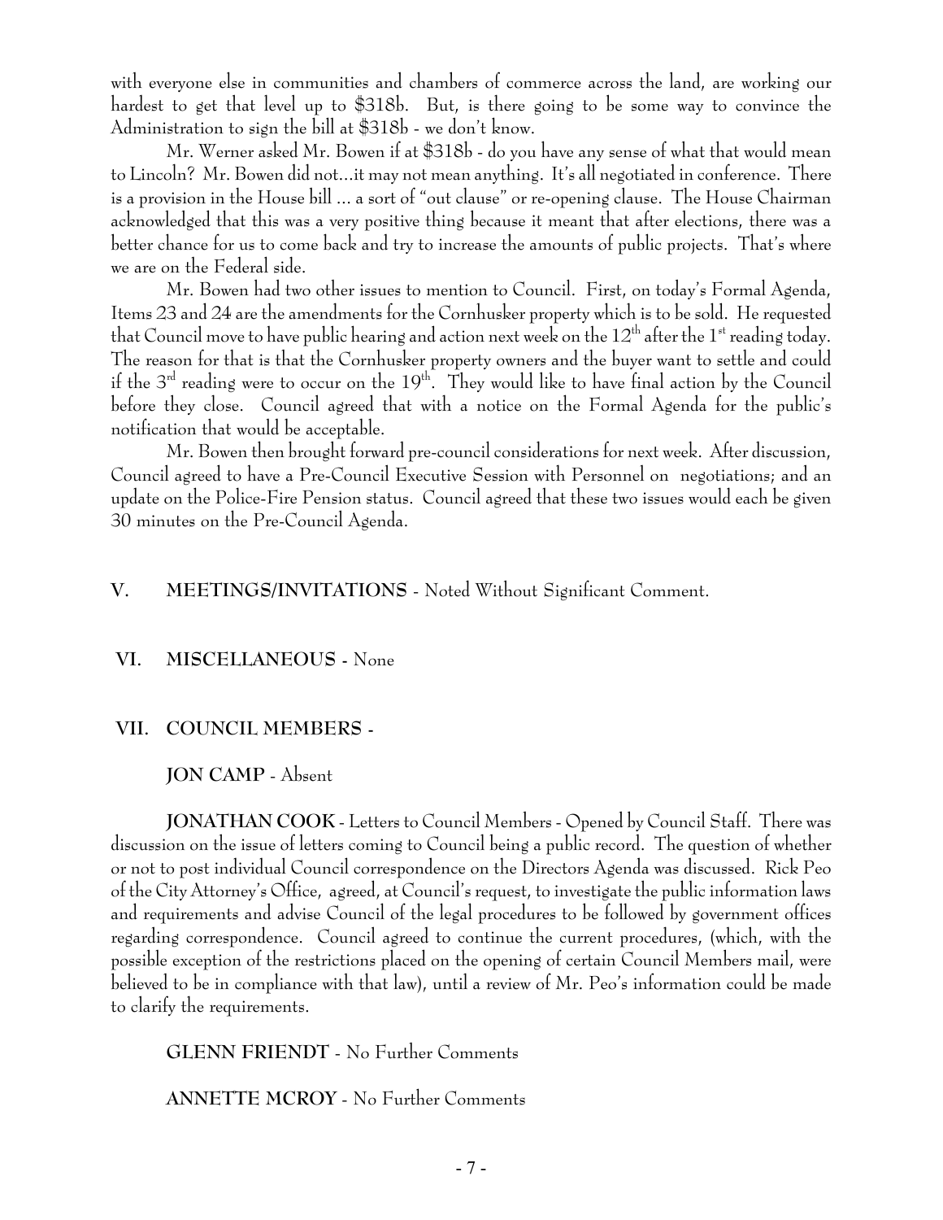with everyone else in communities and chambers of commerce across the land, are working our hardest to get that level up to $318b. But, is there going to be some way to convince the Administration to sign the bill at $318b - we don't know.

Mr. Werner asked Mr. Bowen if at $318b - do you have any sense of what that would mean to Lincoln? Mr. Bowen did not...it may not mean anything. It's all negotiated in conference. There is a provision in the House bill ... a sort of "out clause" or re-opening clause. The House Chairman acknowledged that this was a very positive thing because it meant that after elections, there was a better chance for us to come back and try to increase the amounts of public projects. That's where we are on the Federal side.

Mr. Bowen had two other issues to mention to Council. First, on today's Formal Agenda, Items 23 and 24 are the amendments for the Cornhusker property which is to be sold. He requested that Council move to have public hearing and action next week on the 12th after the 1st reading today. The reason for that is that the Cornhusker property owners and the buyer want to settle and could if the 3rd reading were to occur on the 19th. They would like to have final action by the Council before they close. Council agreed that with a notice on the Formal Agenda for the public's notification that would be acceptable.

Mr. Bowen then brought forward pre-council considerations for next week. After discussion, Council agreed to have a Pre-Council Executive Session with Personnel on negotiations; and an update on the Police-Fire Pension status. Council agreed that these two issues would each be given 30 minutes on the Pre-Council Agenda.

## V. MEETINGS/INVITATIONS - Noted Without Significant Comment.

## VI. MISCELLANEOUS - None

## VII. COUNCIL MEMBERS -

**JON CAMP** - Absent

**JONATHAN COOK** - Letters to Council Members - Opened by Council Staff. There was discussion on the issue of letters coming to Council being a public record. The question of whether or not to post individual Council correspondence on the Directors Agenda was discussed. Rick Peo of the City Attorney's Office, agreed, at Council's request, to investigate the public information laws and requirements and advise Council of the legal procedures to be followed by government offices regarding correspondence. Council agreed to continue the current procedures, (which, with the possible exception of the restrictions placed on the opening of certain Council Members mail, were believed to be in compliance with that law), until a review of Mr. Peo's information could be made to clarify the requirements.

**GLENN FRIENDT** - No Further Comments

**ANNETTE MCROY** - No Further Comments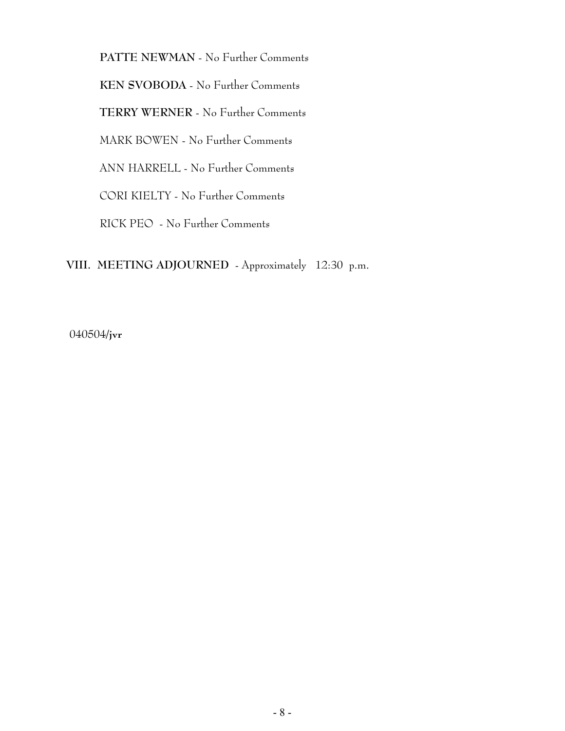**PATTE NEWMAN** - No Further Comments

**KEN SVOBODA** - No Further Comments

**TERRY WERNER** - No Further Comments

MARK BOWEN - No Further Comments

ANN HARRELL - No Further Comments

CORI KIELTY - No Further Comments

RICK PEO - No Further Comments

**VIII. MEETING ADJOURNED** - Approximately 12:30 p.m.

040504/**jvr**